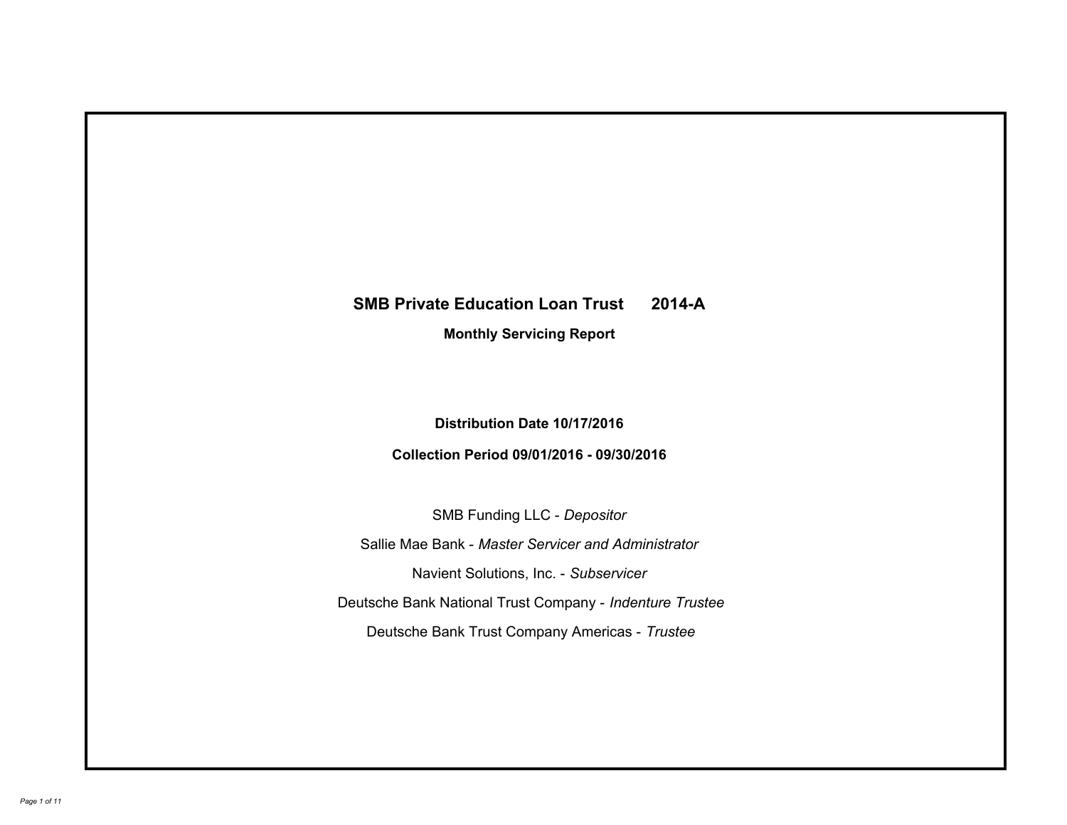# SMB Private Education Loan Trust 2014-A

## Monthly Servicing Report

**Distribution Date 10/17/2016**

**Collection Period 09/01/2016 - 09/30/2016**

SMB Funding LLC - *Depositor*

Sallie Mae Bank - *Master Servicer and Administrator*

Navient Solutions, Inc. - *Subservicer*

Deutsche Bank National Trust Company - *Indenture Trustee*

Deutsche Bank Trust Company Americas - *Trustee*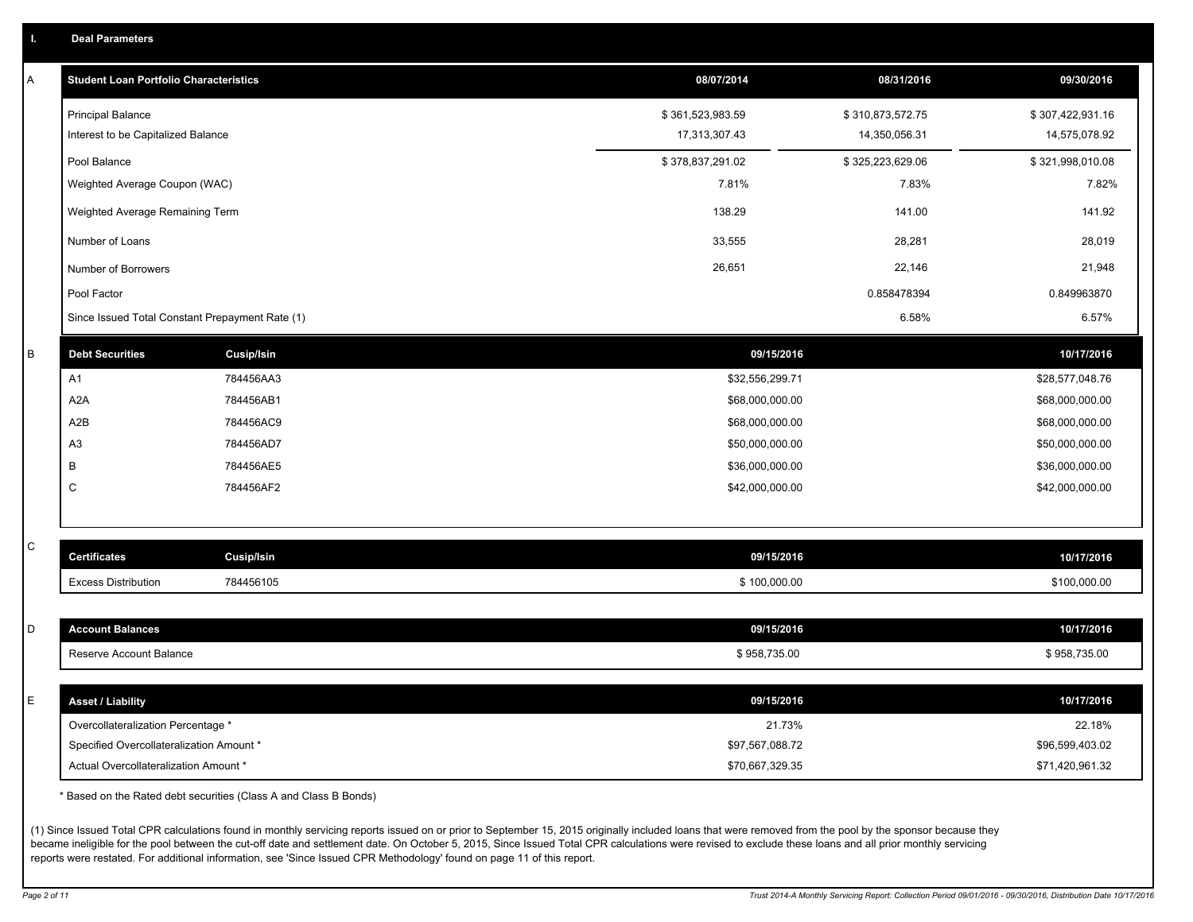## I. Deal Parameters

### A

| Student Loan Portfolio Characteristics | 08/07/2014 | 08/31/2016 | 09/30/2016 |
|---|---|---|---|
| Principal Balance | $ 361,523,983.59 | $ 310,873,572.75 | $ 307,422,931.16 |
| Interest to be Capitalized Balance | 17,313,307.43 | 14,350,056.31 | 14,575,078.92 |
| Pool Balance | $ 378,837,291.02 | $ 325,223,629.06 | $ 321,998,010.08 |
| Weighted Average Coupon (WAC) | 7.81% | 7.83% | 7.82% |
| Weighted Average Remaining Term | 138.29 | 141.00 | 141.92 |
| Number of Loans | 33,555 | 28,281 | 28,019 |
| Number of Borrowers | 26,651 | 22,146 | 21,948 |
| Pool Factor | | 0.858478394 | 0.849963870 |
| Since Issued Total Constant Prepayment Rate (1) | | 6.58% | 6.57% |

### B

| Debt Securities | Cusip/Isin | 09/15/2016 | 10/17/2016 |
|---|---|---|---|
| A1 | 784456AA3 | $32,556,299.71 | $28,577,048.76 |
| A2A | 784456AB1 | $68,000,000.00 | $68,000,000.00 |
| A2B | 784456AC9 | $68,000,000.00 | $68,000,000.00 |
| A3 | 784456AD7 | $50,000,000.00 | $50,000,000.00 |
| B | 784456AE5 | $36,000,000.00 | $36,000,000.00 |
| C | 784456AF2 | $42,000,000.00 | $42,000,000.00 |

### C

| Certificates | Cusip/Isin | 09/15/2016 | 10/17/2016 |
|---|---|---|---|
| Excess Distribution | 784456105 | $ 100,000.00 | $100,000.00 |

### D

| Account Balances | 09/15/2016 | 10/17/2016 |
|---|---|---|
| Reserve Account Balance | $ 958,735.00 | $ 958,735.00 |

### E

| Asset / Liability | 09/15/2016 | 10/17/2016 |
|---|---|---|
| Overcollateralization Percentage * | 21.73% | 22.18% |
| Specified Overcollateralization Amount * | $97,567,088.72 | $96,599,403.02 |
| Actual Overcollateralization Amount * | $70,667,329.35 | $71,420,961.32 |

* Based on the Rated debt securities (Class A and Class B Bonds)

(1) Since Issued Total CPR calculations found in monthly servicing reports issued on or prior to September 15, 2015 originally included loans that were removed from the pool by the sponsor because they became ineligible for the pool between the cut-off date and settlement date. On October 5, 2015, Since Issued Total CPR calculations were revised to exclude these loans and all prior monthly servicing reports were restated. For additional information, see 'Since Issued CPR Methodology' found on page 11 of this report.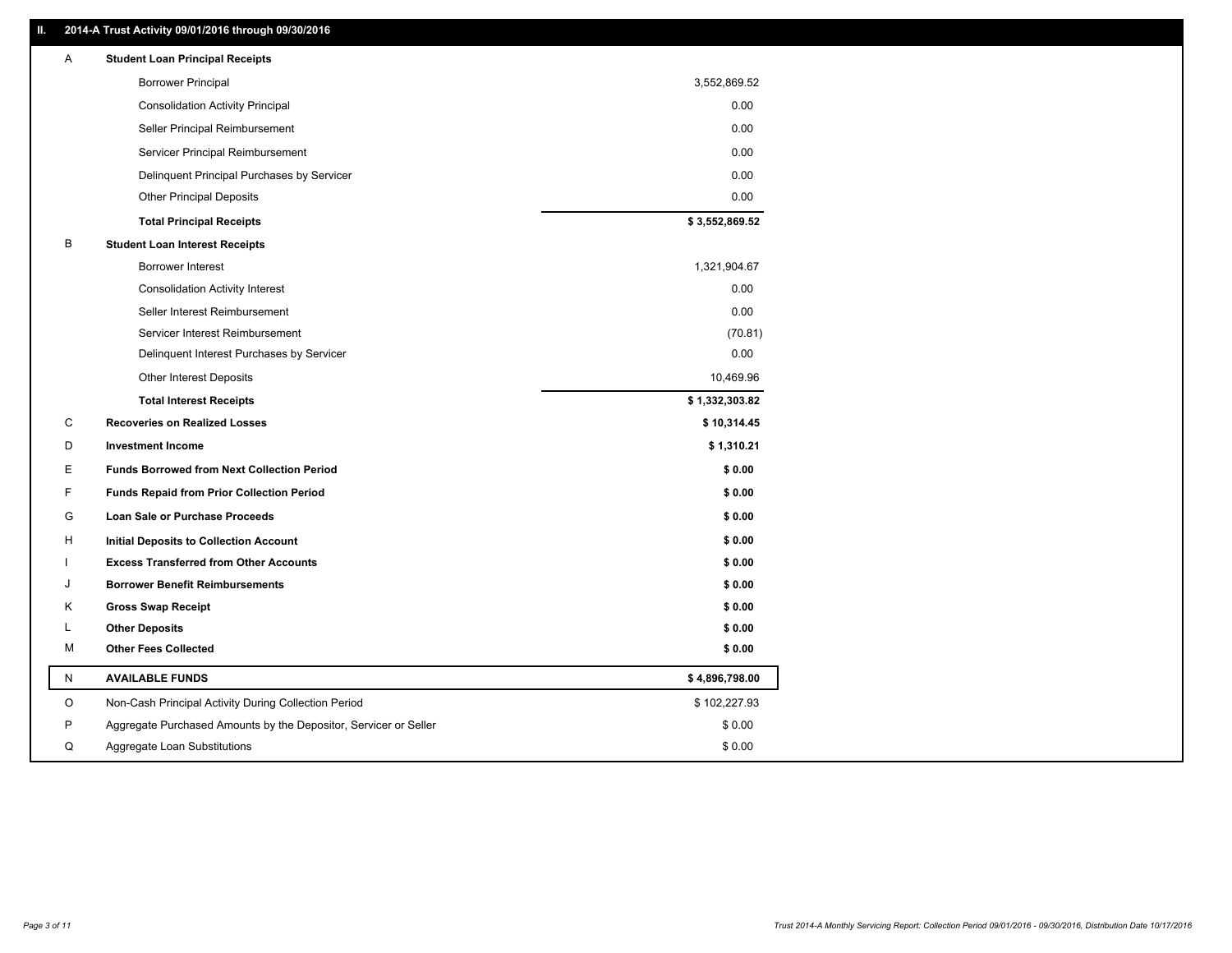## II. 2014-A Trust Activity 09/01/2016 through 09/30/2016

| | | |
|---|---|---|
| A | **Student Loan Principal Receipts** | |
| | Borrower Principal | 3,552,869.52 |
| | Consolidation Activity Principal | 0.00 |
| | Seller Principal Reimbursement | 0.00 |
| | Servicer Principal Reimbursement | 0.00 |
| | Delinquent Principal Purchases by Servicer | 0.00 |
| | Other Principal Deposits | 0.00 |
| | **Total Principal Receipts** | **$ 3,552,869.52** |
| B | **Student Loan Interest Receipts** | |
| | Borrower Interest | 1,321,904.67 |
| | Consolidation Activity Interest | 0.00 |
| | Seller Interest Reimbursement | 0.00 |
| | Servicer Interest Reimbursement | (70.81) |
| | Delinquent Interest Purchases by Servicer | 0.00 |
| | Other Interest Deposits | 10,469.96 |
| | **Total Interest Receipts** | **$ 1,332,303.82** |
| C | **Recoveries on Realized Losses** | **$ 10,314.45** |
| D | **Investment Income** | **$ 1,310.21** |
| E | **Funds Borrowed from Next Collection Period** | **$ 0.00** |
| F | **Funds Repaid from Prior Collection Period** | **$ 0.00** |
| G | **Loan Sale or Purchase Proceeds** | **$ 0.00** |
| H | **Initial Deposits to Collection Account** | **$ 0.00** |
| I | **Excess Transferred from Other Accounts** | **$ 0.00** |
| J | **Borrower Benefit Reimbursements** | **$ 0.00** |
| K | **Gross Swap Receipt** | **$ 0.00** |
| L | **Other Deposits** | **$ 0.00** |
| M | **Other Fees Collected** | **$ 0.00** |
| N | **AVAILABLE FUNDS** | **$ 4,896,798.00** |
| O | Non-Cash Principal Activity During Collection Period | $ 102,227.93 |
| P | Aggregate Purchased Amounts by the Depositor, Servicer or Seller | $ 0.00 |
| Q | Aggregate Loan Substitutions | $ 0.00 |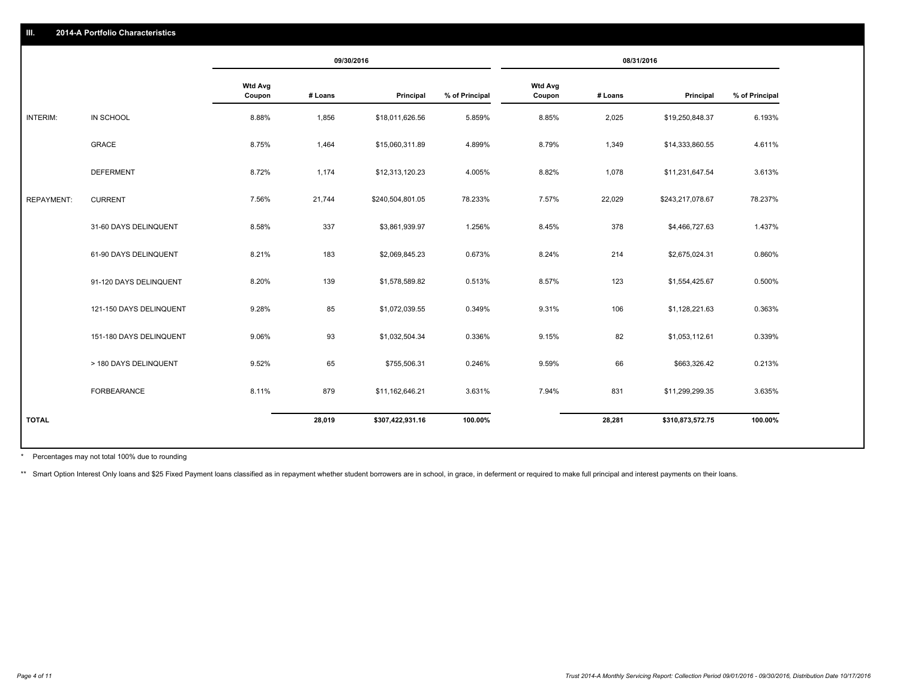## III. 2014-A Portfolio Characteristics

| | | 09/30/2016 | | | | 08/31/2016 | | | |
|---|---|---|---|---|---|---|---|---|---|
| | | Wtd Avg Coupon | # Loans | Principal | % of Principal | Wtd Avg Coupon | # Loans | Principal | % of Principal |
| INTERIM: | IN SCHOOL | 8.88% | 1,856 | $18,011,626.56 | 5.859% | 8.85% | 2,025 | $19,250,848.37 | 6.193% |
| | GRACE | 8.75% | 1,464 | $15,060,311.89 | 4.899% | 8.79% | 1,349 | $14,333,860.55 | 4.611% |
| | DEFERMENT | 8.72% | 1,174 | $12,313,120.23 | 4.005% | 8.82% | 1,078 | $11,231,647.54 | 3.613% |
| REPAYMENT: | CURRENT | 7.56% | 21,744 | $240,504,801.05 | 78.233% | 7.57% | 22,029 | $243,217,078.67 | 78.237% |
| | 31-60 DAYS DELINQUENT | 8.58% | 337 | $3,861,939.97 | 1.256% | 8.45% | 378 | $4,466,727.63 | 1.437% |
| | 61-90 DAYS DELINQUENT | 8.21% | 183 | $2,069,845.23 | 0.673% | 8.24% | 214 | $2,675,024.31 | 0.860% |
| | 91-120 DAYS DELINQUENT | 8.20% | 139 | $1,578,589.82 | 0.513% | 8.57% | 123 | $1,554,425.67 | 0.500% |
| | 121-150 DAYS DELINQUENT | 9.28% | 85 | $1,072,039.55 | 0.349% | 9.31% | 106 | $1,128,221.63 | 0.363% |
| | 151-180 DAYS DELINQUENT | 9.06% | 93 | $1,032,504.34 | 0.336% | 9.15% | 82 | $1,053,112.61 | 0.339% |
| | > 180 DAYS DELINQUENT | 9.52% | 65 | $755,506.31 | 0.246% | 9.59% | 66 | $663,326.42 | 0.213% |
| | FORBEARANCE | 8.11% | 879 | $11,162,646.21 | 3.631% | 7.94% | 831 | $11,299,299.35 | 3.635% |
| TOTAL | | | 28,019 | $307,422,931.16 | 100.00% | | 28,281 | $310,873,572.75 | 100.00% |

* Percentages may not total 100% due to rounding

** Smart Option Interest Only loans and $25 Fixed Payment loans classified as in repayment whether student borrowers are in school, in grace, in deferment or required to make full principal and interest payments on their loans.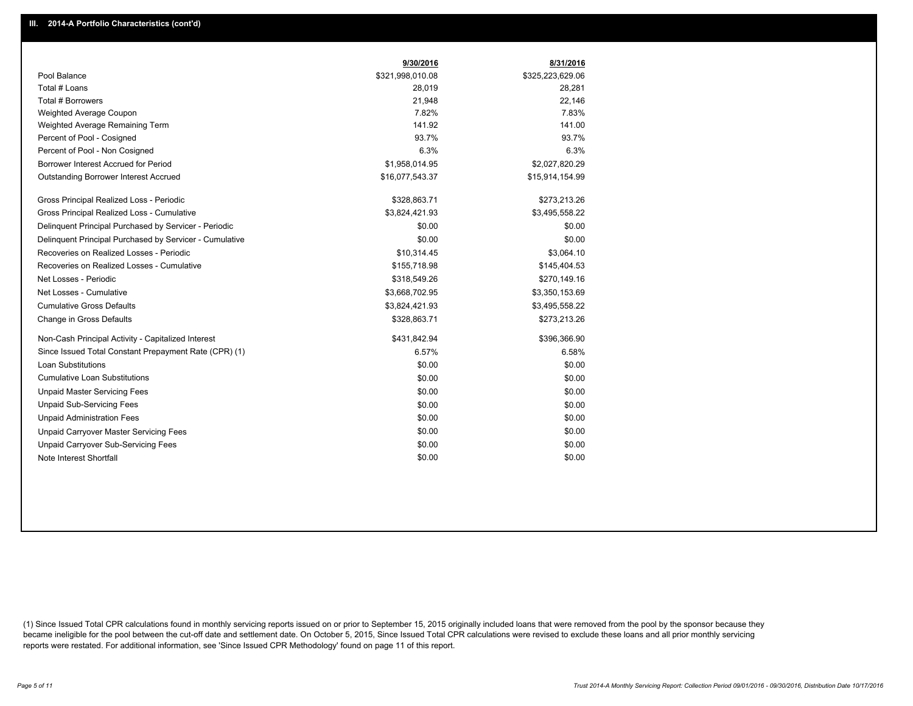## III. 2014-A Portfolio Characteristics (cont'd)

| | 9/30/2016 | 8/31/2016 |
|---|---|---|
| Pool Balance | $321,998,010.08 | $325,223,629.06 |
| Total # Loans | 28,019 | 28,281 |
| Total # Borrowers | 21,948 | 22,146 |
| Weighted Average Coupon | 7.82% | 7.83% |
| Weighted Average Remaining Term | 141.92 | 141.00 |
| Percent of Pool - Cosigned | 93.7% | 93.7% |
| Percent of Pool - Non Cosigned | 6.3% | 6.3% |
| Borrower Interest Accrued for Period | $1,958,014.95 | $2,027,820.29 |
| Outstanding Borrower Interest Accrued | $16,077,543.37 | $15,914,154.99 |
| Gross Principal Realized Loss - Periodic | $328,863.71 | $273,213.26 |
| Gross Principal Realized Loss - Cumulative | $3,824,421.93 | $3,495,558.22 |
| Delinquent Principal Purchased by Servicer - Periodic | $0.00 | $0.00 |
| Delinquent Principal Purchased by Servicer - Cumulative | $0.00 | $0.00 |
| Recoveries on Realized Losses - Periodic | $10,314.45 | $3,064.10 |
| Recoveries on Realized Losses - Cumulative | $155,718.98 | $145,404.53 |
| Net Losses - Periodic | $318,549.26 | $270,149.16 |
| Net Losses - Cumulative | $3,668,702.95 | $3,350,153.69 |
| Cumulative Gross Defaults | $3,824,421.93 | $3,495,558.22 |
| Change in Gross Defaults | $328,863.71 | $273,213.26 |
| Non-Cash Principal Activity - Capitalized Interest | $431,842.94 | $396,366.90 |
| Since Issued Total Constant Prepayment Rate (CPR) (1) | 6.57% | 6.58% |
| Loan Substitutions | $0.00 | $0.00 |
| Cumulative Loan Substitutions | $0.00 | $0.00 |
| Unpaid Master Servicing Fees | $0.00 | $0.00 |
| Unpaid Sub-Servicing Fees | $0.00 | $0.00 |
| Unpaid Administration Fees | $0.00 | $0.00 |
| Unpaid Carryover Master Servicing Fees | $0.00 | $0.00 |
| Unpaid Carryover Sub-Servicing Fees | $0.00 | $0.00 |
| Note Interest Shortfall | $0.00 | $0.00 |

(1) Since Issued Total CPR calculations found in monthly servicing reports issued on or prior to September 15, 2015 originally included loans that were removed from the pool by the sponsor because they became ineligible for the pool between the cut-off date and settlement date. On October 5, 2015, Since Issued Total CPR calculations were revised to exclude these loans and all prior monthly servicing reports were restated. For additional information, see 'Since Issued CPR Methodology' found on page 11 of this report.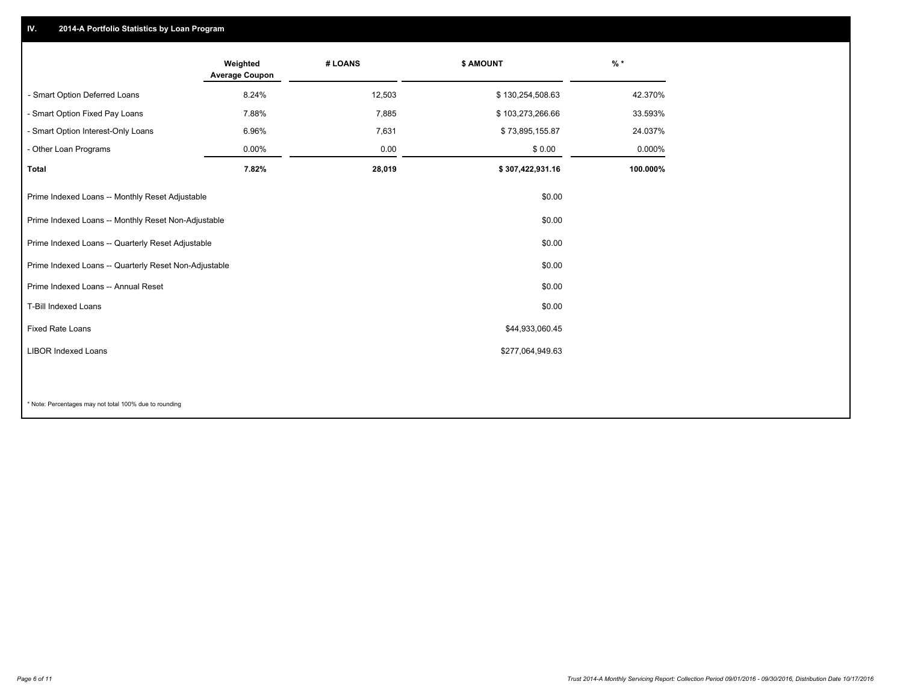## IV. 2014-A Portfolio Statistics by Loan Program

| | Weighted Average Coupon | # LOANS | $ AMOUNT | % * |
|---|---|---|---|---|
| - Smart Option Deferred Loans | 8.24% | 12,503 | $ 130,254,508.63 | 42.370% |
| - Smart Option Fixed Pay Loans | 7.88% | 7,885 | $ 103,273,266.66 | 33.593% |
| - Smart Option Interest-Only Loans | 6.96% | 7,631 | $ 73,895,155.87 | 24.037% |
| - Other Loan Programs | 0.00% | 0.00 | $ 0.00 | 0.000% |
| **Total** | **7.82%** | **28,019** | **$ 307,422,931.16** | **100.000%** |

| | $ AMOUNT |
|---|---|
| Prime Indexed Loans -- Monthly Reset Adjustable | $0.00 |
| Prime Indexed Loans -- Monthly Reset Non-Adjustable | $0.00 |
| Prime Indexed Loans -- Quarterly Reset Adjustable | $0.00 |
| Prime Indexed Loans -- Quarterly Reset Non-Adjustable | $0.00 |
| Prime Indexed Loans -- Annual Reset | $0.00 |
| T-Bill Indexed Loans | $0.00 |
| Fixed Rate Loans | $44,933,060.45 |
| LIBOR Indexed Loans | $277,064,949.63 |

* Note: Percentages may not total 100% due to rounding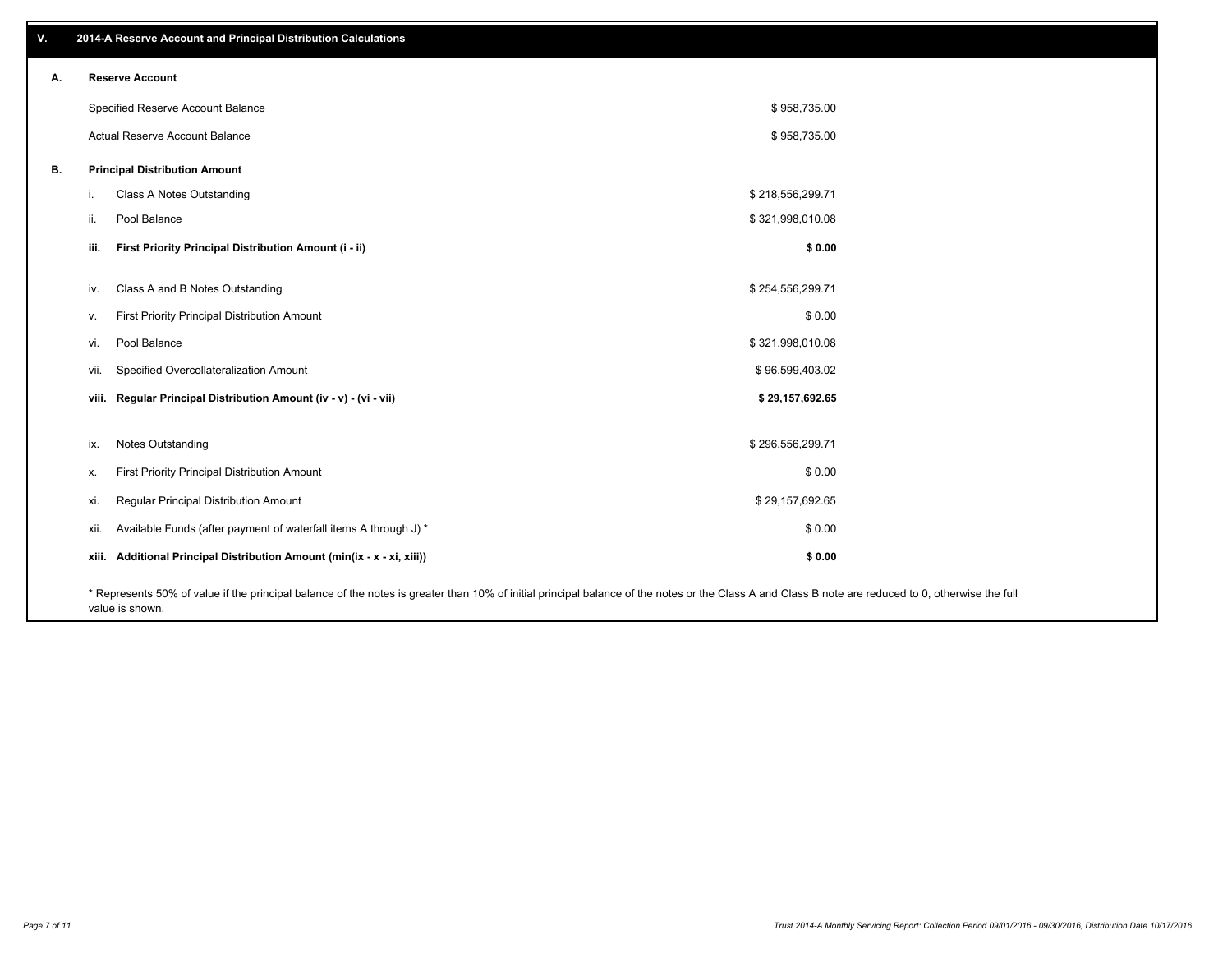## V. 2014-A Reserve Account and Principal Distribution Calculations

### A. Reserve Account

| | |
|---|---|
| Specified Reserve Account Balance | $ 958,735.00 |
| Actual Reserve Account Balance | $ 958,735.00 |

### B. Principal Distribution Amount

| | | |
|---|---|---|
| i. | Class A Notes Outstanding | $ 218,556,299.71 |
| ii. | Pool Balance | $ 321,998,010.08 |
| **iii.** | **First Priority Principal Distribution Amount (i - ii)** | **$ 0.00** |
| iv. | Class A and B Notes Outstanding | $ 254,556,299.71 |
| v. | First Priority Principal Distribution Amount | $ 0.00 |
| vi. | Pool Balance | $ 321,998,010.08 |
| vii. | Specified Overcollateralization Amount | $ 96,599,403.02 |
| **viii.** | **Regular Principal Distribution Amount (iv - v) - (vi - vii)** | **$ 29,157,692.65** |
| ix. | Notes Outstanding | $ 296,556,299.71 |
| x. | First Priority Principal Distribution Amount | $ 0.00 |
| xi. | Regular Principal Distribution Amount | $ 29,157,692.65 |
| xii. | Available Funds (after payment of waterfall items A through J) * | $ 0.00 |
| **xiii.** | **Additional Principal Distribution Amount (min(ix - x - xi, xiii))** | **$ 0.00** |

* Represents 50% of value if the principal balance of the notes is greater than 10% of initial principal balance of the notes or the Class A and Class B note are reduced to 0, otherwise the full value is shown.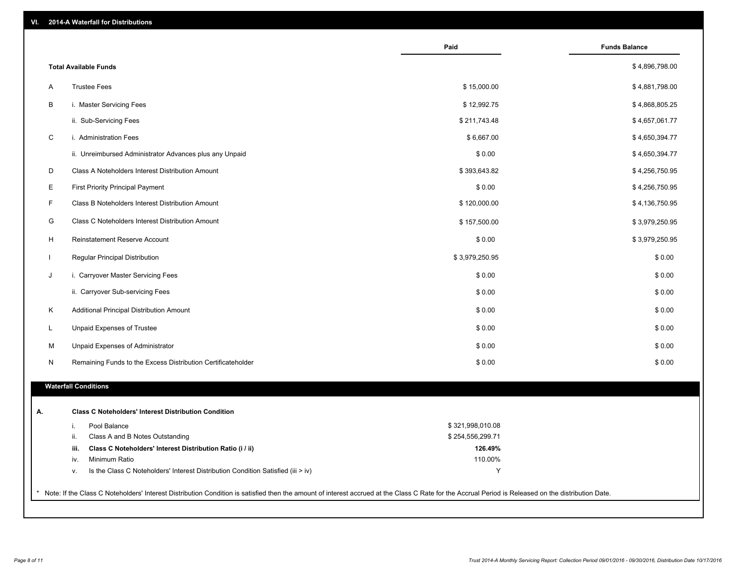## VI. 2014-A Waterfall for Distributions

| | | Paid | Funds Balance |
|---|---|---|---|
| | **Total Available Funds** | | $ 4,896,798.00 |
| A | Trustee Fees | $ 15,000.00 | $ 4,881,798.00 |
| B | i. Master Servicing Fees | $ 12,992.75 | $ 4,868,805.25 |
| | ii. Sub-Servicing Fees | $ 211,743.48 | $ 4,657,061.77 |
| C | i. Administration Fees | $ 6,667.00 | $ 4,650,394.77 |
| | ii. Unreimbursed Administrator Advances plus any Unpaid | $ 0.00 | $ 4,650,394.77 |
| D | Class A Noteholders Interest Distribution Amount | $ 393,643.82 | $ 4,256,750.95 |
| E | First Priority Principal Payment | $ 0.00 | $ 4,256,750.95 |
| F | Class B Noteholders Interest Distribution Amount | $ 120,000.00 | $ 4,136,750.95 |
| G | Class C Noteholders Interest Distribution Amount | $ 157,500.00 | $ 3,979,250.95 |
| H | Reinstatement Reserve Account | $ 0.00 | $ 3,979,250.95 |
| I | Regular Principal Distribution | $ 3,979,250.95 | $ 0.00 |
| J | i. Carryover Master Servicing Fees | $ 0.00 | $ 0.00 |
| | ii. Carryover Sub-servicing Fees | $ 0.00 | $ 0.00 |
| K | Additional Principal Distribution Amount | $ 0.00 | $ 0.00 |
| L | Unpaid Expenses of Trustee | $ 0.00 | $ 0.00 |
| M | Unpaid Expenses of Administrator | $ 0.00 | $ 0.00 |
| N | Remaining Funds to the Excess Distribution Certificateholder | $ 0.00 | $ 0.00 |

### Waterfall Conditions

**A. Class C Noteholders' Interest Distribution Condition**

| | | |
|---|---|---|
| i. | Pool Balance | $ 321,998,010.08 |
| ii. | Class A and B Notes Outstanding | $ 254,556,299.71 |
| **iii.** | **Class C Noteholders' Interest Distribution Ratio (i / ii)** | **126.49%** |
| iv. | Minimum Ratio | 110.00% |
| v. | Is the Class C Noteholders' Interest Distribution Condition Satisfied (iii > iv) | Y |

* Note: If the Class C Noteholders' Interest Distribution Condition is satisfied then the amount of interest accrued at the Class C Rate for the Accrual Period is Released on the distribution Date.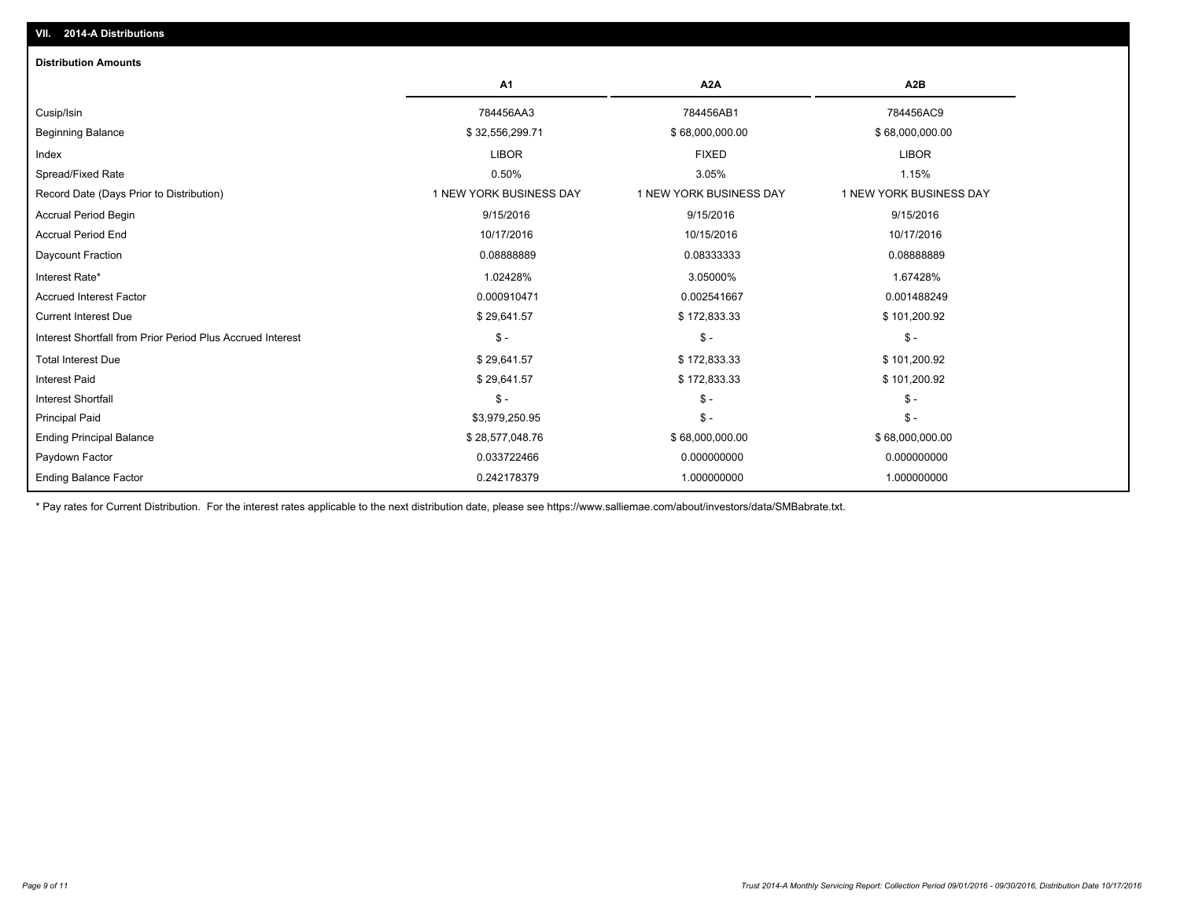## VII. 2014-A Distributions

### Distribution Amounts

| | A1 | A2A | A2B |
|---|---|---|---|
| Cusip/Isin | 784456AA3 | 784456AB1 | 784456AC9 |
| Beginning Balance | $ 32,556,299.71 | $ 68,000,000.00 | $ 68,000,000.00 |
| Index | LIBOR | FIXED | LIBOR |
| Spread/Fixed Rate | 0.50% | 3.05% | 1.15% |
| Record Date (Days Prior to Distribution) | 1 NEW YORK BUSINESS DAY | 1 NEW YORK BUSINESS DAY | 1 NEW YORK BUSINESS DAY |
| Accrual Period Begin | 9/15/2016 | 9/15/2016 | 9/15/2016 |
| Accrual Period End | 10/17/2016 | 10/15/2016 | 10/17/2016 |
| Daycount Fraction | 0.08888889 | 0.08333333 | 0.08888889 |
| Interest Rate* | 1.02428% | 3.05000% | 1.67428% |
| Accrued Interest Factor | 0.000910471 | 0.002541667 | 0.001488249 |
| Current Interest Due | $ 29,641.57 | $ 172,833.33 | $ 101,200.92 |
| Interest Shortfall from Prior Period Plus Accrued Interest | $ - | $ - | $ - |
| Total Interest Due | $ 29,641.57 | $ 172,833.33 | $ 101,200.92 |
| Interest Paid | $ 29,641.57 | $ 172,833.33 | $ 101,200.92 |
| Interest Shortfall | $ - | $ - | $ - |
| Principal Paid | $3,979,250.95 | $ - | $ - |
| Ending Principal Balance | $ 28,577,048.76 | $ 68,000,000.00 | $ 68,000,000.00 |
| Paydown Factor | 0.033722466 | 0.000000000 | 0.000000000 |
| Ending Balance Factor | 0.242178379 | 1.000000000 | 1.000000000 |

* Pay rates for Current Distribution. For the interest rates applicable to the next distribution date, please see https://www.salliemae.com/about/investors/data/SMBabrate.txt.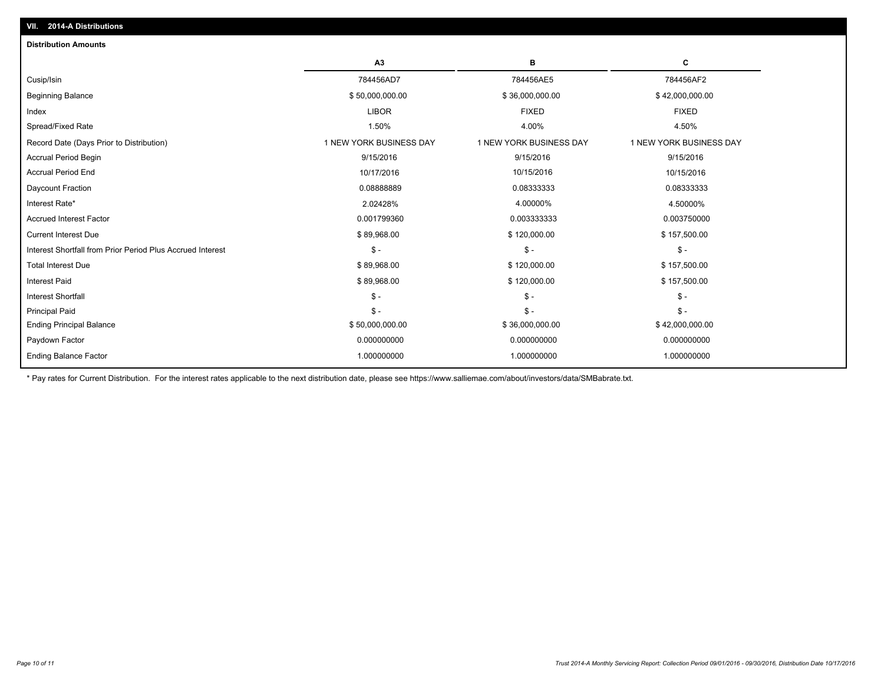## VII. 2014-A Distributions

### Distribution Amounts

| | A3 | B | C |
|---|---|---|---|
| Cusip/Isin | 784456AD7 | 784456AE5 | 784456AF2 |
| Beginning Balance | $ 50,000,000.00 | $ 36,000,000.00 | $ 42,000,000.00 |
| Index | LIBOR | FIXED | FIXED |
| Spread/Fixed Rate | 1.50% | 4.00% | 4.50% |
| Record Date (Days Prior to Distribution) | 1 NEW YORK BUSINESS DAY | 1 NEW YORK BUSINESS DAY | 1 NEW YORK BUSINESS DAY |
| Accrual Period Begin | 9/15/2016 | 9/15/2016 | 9/15/2016 |
| Accrual Period End | 10/17/2016 | 10/15/2016 | 10/15/2016 |
| Daycount Fraction | 0.08888889 | 0.08333333 | 0.08333333 |
| Interest Rate* | 2.02428% | 4.00000% | 4.50000% |
| Accrued Interest Factor | 0.001799360 | 0.003333333 | 0.003750000 |
| Current Interest Due | $ 89,968.00 | $ 120,000.00 | $ 157,500.00 |
| Interest Shortfall from Prior Period Plus Accrued Interest | $ - | $ - | $ - |
| Total Interest Due | $ 89,968.00 | $ 120,000.00 | $ 157,500.00 |
| Interest Paid | $ 89,968.00 | $ 120,000.00 | $ 157,500.00 |
| Interest Shortfall | $ - | $ - | $ - |
| Principal Paid | $ - | $ - | $ - |
| Ending Principal Balance | $ 50,000,000.00 | $ 36,000,000.00 | $ 42,000,000.00 |
| Paydown Factor | 0.000000000 | 0.000000000 | 0.000000000 |
| Ending Balance Factor | 1.000000000 | 1.000000000 | 1.000000000 |

* Pay rates for Current Distribution. For the interest rates applicable to the next distribution date, please see https://www.salliemae.com/about/investors/data/SMBabrate.txt.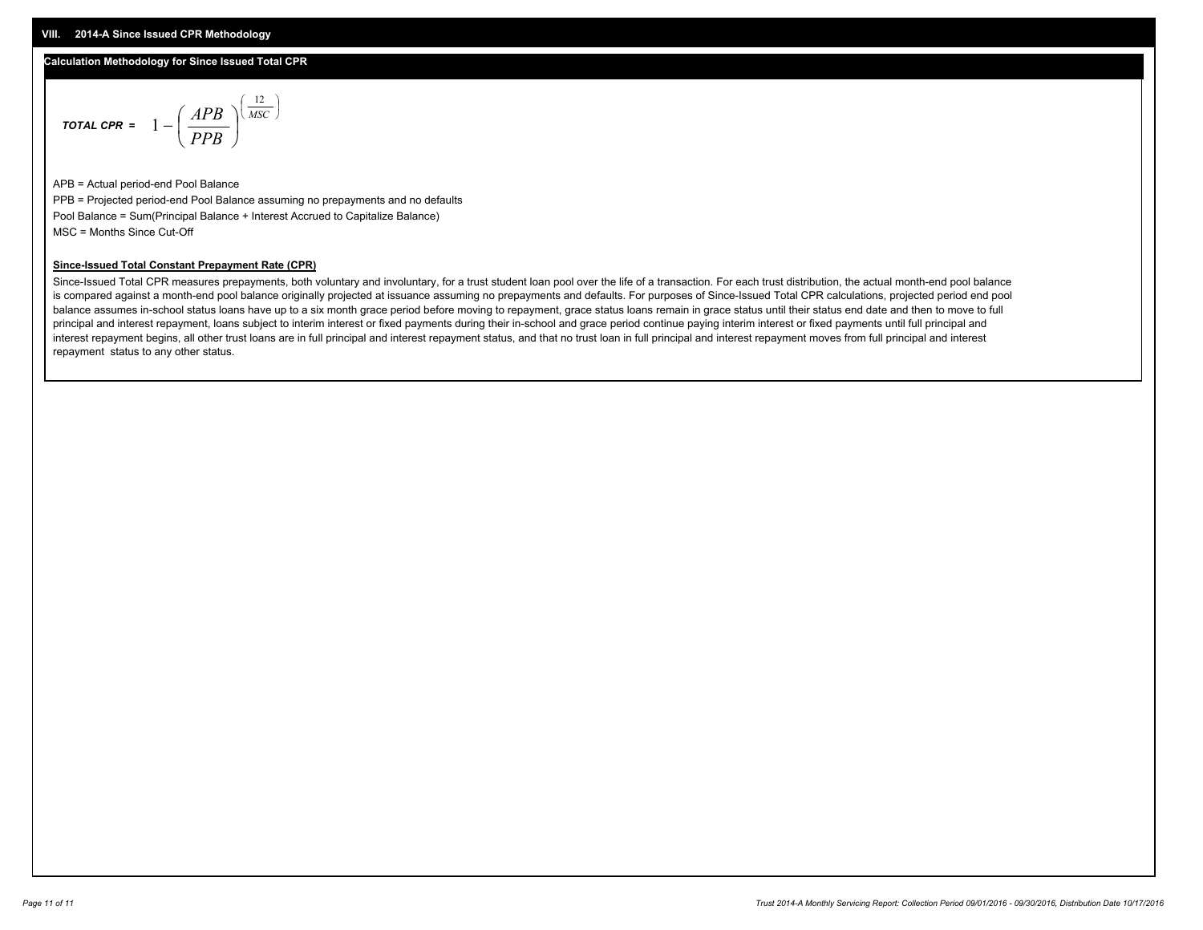## VIII. 2014-A Since Issued CPR Methodology

### Calculation Methodology for Since Issued Total CPR

$$\textbf{TOTAL CPR} = 1 - \left( \frac{APB}{PPB} \right)^{\left( \frac{12}{MSC} \right)}$$

APB = Actual period-end Pool Balance

PPB = Projected period-end Pool Balance assuming no prepayments and no defaults

Pool Balance = Sum(Principal Balance + Interest Accrued to Capitalize Balance)

MSC = Months Since Cut-Off

**Since-Issued Total Constant Prepayment Rate (CPR)**

Since-Issued Total CPR measures prepayments, both voluntary and involuntary, for a trust student loan pool over the life of a transaction. For each trust distribution, the actual month-end pool balance is compared against a month-end pool balance originally projected at issuance assuming no prepayments and defaults. For purposes of Since-Issued Total CPR calculations, projected period end pool balance assumes in-school status loans have up to a six month grace period before moving to repayment, grace status loans remain in grace status until their status end date and then to move to full principal and interest repayment, loans subject to interim interest or fixed payments during their in-school and grace period continue paying interim interest or fixed payments until full principal and interest repayment begins, all other trust loans are in full principal and interest repayment status, and that no trust loan in full principal and interest repayment moves from full principal and interest repayment status to any other status.